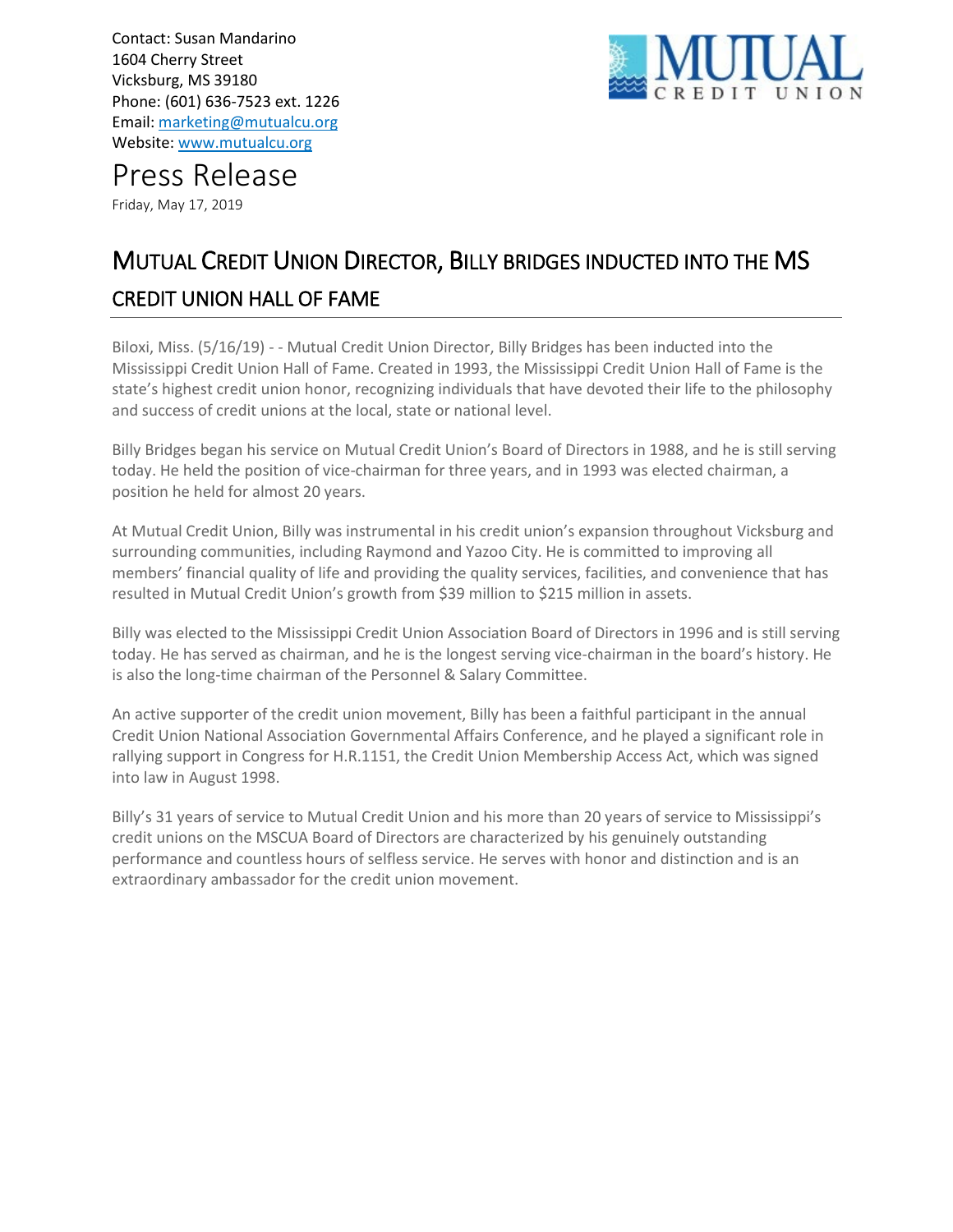Contact: Susan Mandarino
1604 Cherry Street
Vicksburg, MS 39180
Phone: (601) 636-7523 ext. 1226
Email: marketing@mutualcu.org
Website: www.mutualcu.org

# Press Release

Friday, May 17, 2019

## MUTUAL CREDIT UNION DIRECTOR, BILLY BRIDGES INDUCTED INTO THE MS CREDIT UNION HALL OF FAME

Biloxi, Miss. (5/16/19) - - Mutual Credit Union Director, Billy Bridges has been inducted into the Mississippi Credit Union Hall of Fame. Created in 1993, the Mississippi Credit Union Hall of Fame is the state's highest credit union honor, recognizing individuals that have devoted their life to the philosophy and success of credit unions at the local, state or national level.

Billy Bridges began his service on Mutual Credit Union's Board of Directors in 1988, and he is still serving today. He held the position of vice-chairman for three years, and in 1993 was elected chairman, a position he held for almost 20 years.

At Mutual Credit Union, Billy was instrumental in his credit union's expansion throughout Vicksburg and surrounding communities, including Raymond and Yazoo City. He is committed to improving all members' financial quality of life and providing the quality services, facilities, and convenience that has resulted in Mutual Credit Union's growth from $39 million to $215 million in assets.

Billy was elected to the Mississippi Credit Union Association Board of Directors in 1996 and is still serving today. He has served as chairman, and he is the longest serving vice-chairman in the board's history. He is also the long-time chairman of the Personnel & Salary Committee.

An active supporter of the credit union movement, Billy has been a faithful participant in the annual Credit Union National Association Governmental Affairs Conference, and he played a significant role in rallying support in Congress for H.R.1151, the Credit Union Membership Access Act, which was signed into law in August 1998.

Billy's 31 years of service to Mutual Credit Union and his more than 20 years of service to Mississippi's credit unions on the MSCUA Board of Directors are characterized by his genuinely outstanding performance and countless hours of selfless service. He serves with honor and distinction and is an extraordinary ambassador for the credit union movement.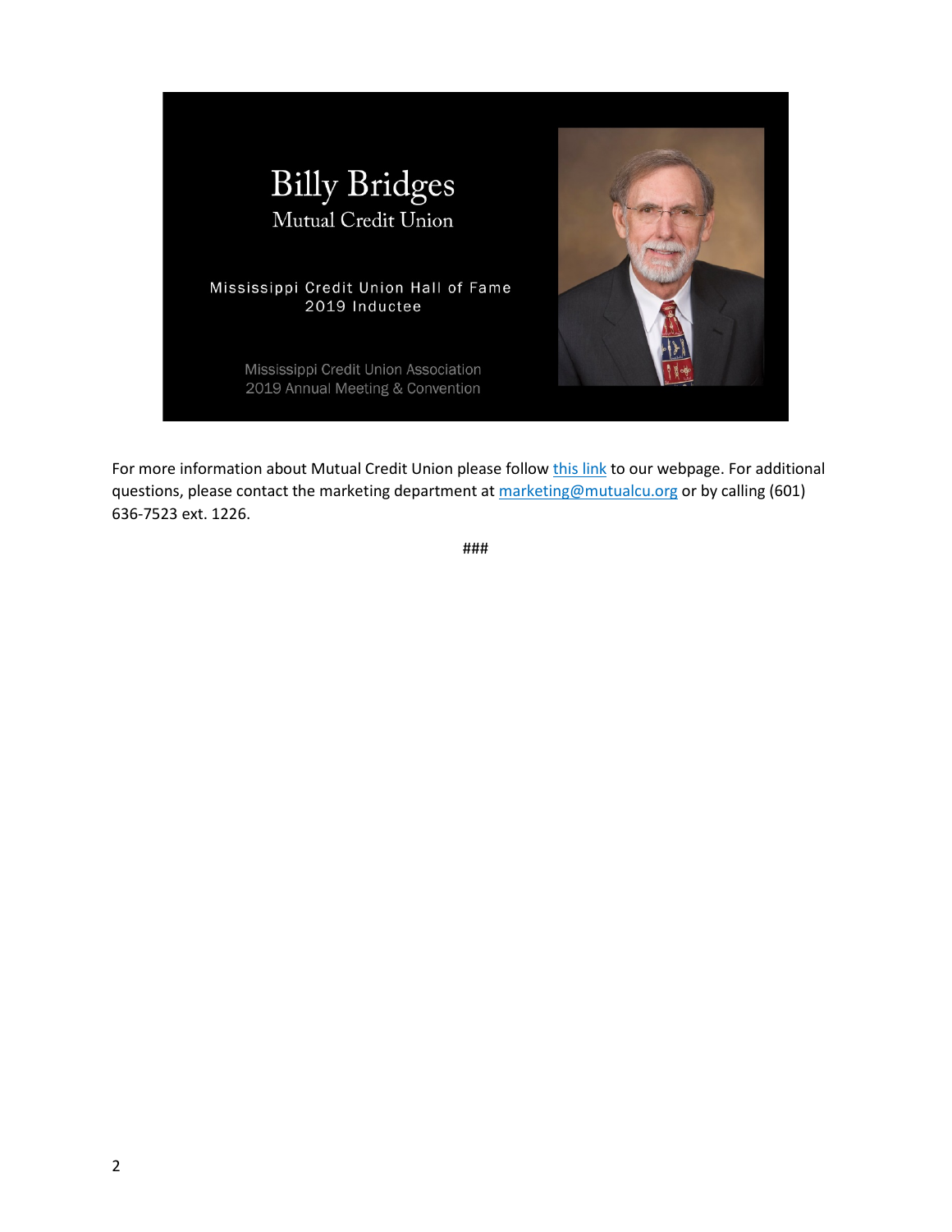Billy Bridges
Mutual Credit Union

Mississippi Credit Union Hall of Fame
2019 Inductee

Mississippi Credit Union Association
2019 Annual Meeting & Convention

For more information about Mutual Credit Union please follow [this link] to our webpage. For additional questions, please contact the marketing department at marketing@mutualcu.org or by calling (601) 636-7523 ext. 1226.

###